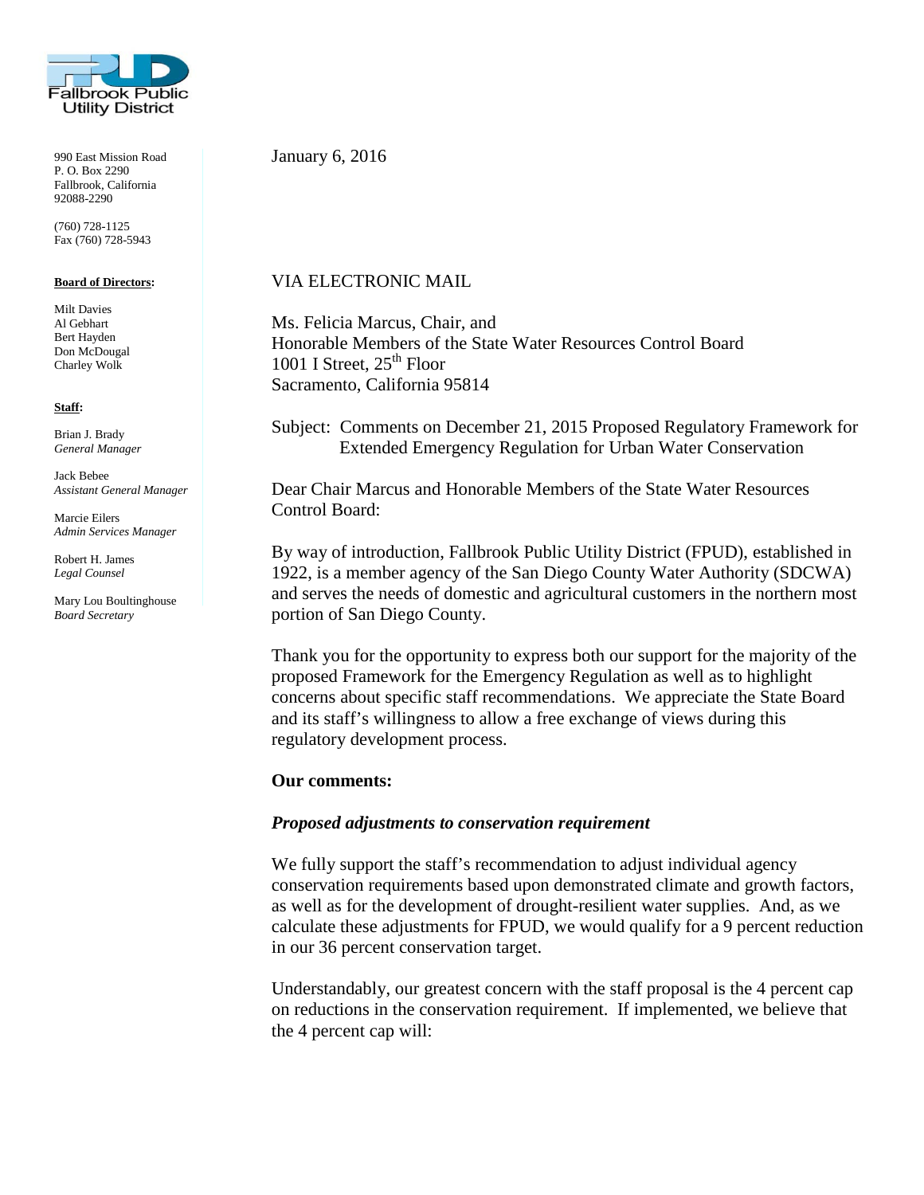Fallbrook Public Utility District

990 East Mission Road
P. O. Box 2290
Fallbrook, California
92088-2290

(760) 728-1125
Fax (760) 728-5943

**Board of Directors:**

Milt Davies
Al Gebhart
Bert Hayden
Don McDougal
Charley Wolk

**Staff:**

Brian J. Brady
*General Manager*

Jack Bebee
*Assistant General Manager*

Marcie Eilers
*Admin Services Manager*

Robert H. James
*Legal Counsel*

Mary Lou Boultinghouse
*Board Secretary*

January 6, 2016

VIA ELECTRONIC MAIL

Ms. Felicia Marcus, Chair, and
Honorable Members of the State Water Resources Control Board
1001 I Street, 25th Floor
Sacramento, California 95814

Subject: Comments on December 21, 2015 Proposed Regulatory Framework for Extended Emergency Regulation for Urban Water Conservation

Dear Chair Marcus and Honorable Members of the State Water Resources Control Board:

By way of introduction, Fallbrook Public Utility District (FPUD), established in 1922, is a member agency of the San Diego County Water Authority (SDCWA) and serves the needs of domestic and agricultural customers in the northern most portion of San Diego County.

Thank you for the opportunity to express both our support for the majority of the proposed Framework for the Emergency Regulation as well as to highlight concerns about specific staff recommendations. We appreciate the State Board and its staff's willingness to allow a free exchange of views during this regulatory development process.

**Our comments:**

***Proposed adjustments to conservation requirement***

We fully support the staff's recommendation to adjust individual agency conservation requirements based upon demonstrated climate and growth factors, as well as for the development of drought-resilient water supplies. And, as we calculate these adjustments for FPUD, we would qualify for a 9 percent reduction in our 36 percent conservation target.

Understandably, our greatest concern with the staff proposal is the 4 percent cap on reductions in the conservation requirement. If implemented, we believe that the 4 percent cap will: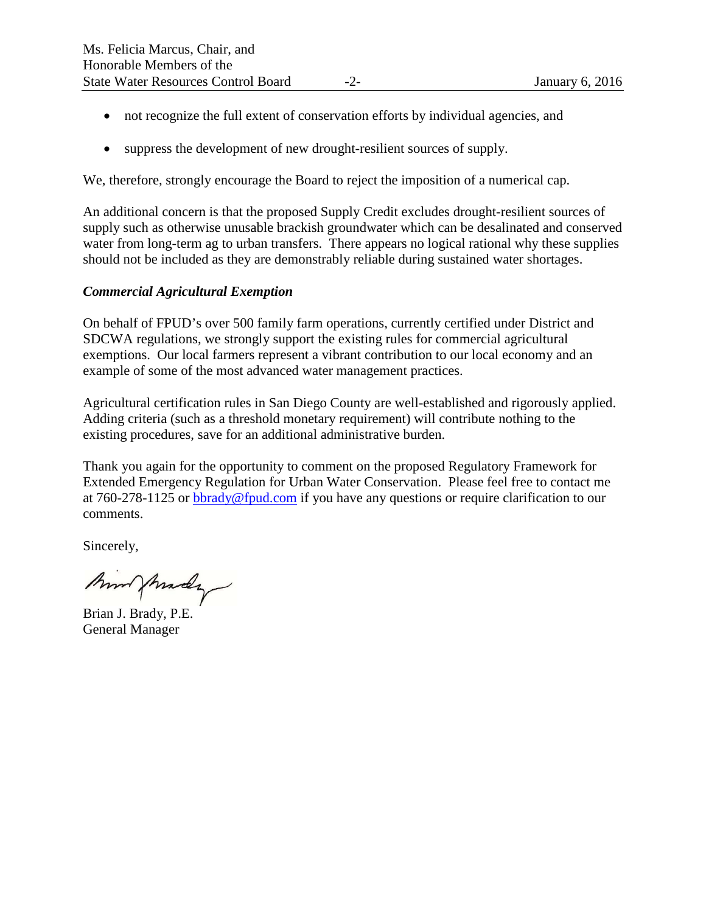- not recognize the full extent of conservation efforts by individual agencies, and
- suppress the development of new drought-resilient sources of supply.

We, therefore, strongly encourage the Board to reject the imposition of a numerical cap.

An additional concern is that the proposed Supply Credit excludes drought-resilient sources of supply such as otherwise unusable brackish groundwater which can be desalinated and conserved water from long-term ag to urban transfers. There appears no logical rational why these supplies should not be included as they are demonstrably reliable during sustained water shortages.

***Commercial Agricultural Exemption***

On behalf of FPUD's over 500 family farm operations, currently certified under District and SDCWA regulations, we strongly support the existing rules for commercial agricultural exemptions. Our local farmers represent a vibrant contribution to our local economy and an example of some of the most advanced water management practices.

Agricultural certification rules in San Diego County are well-established and rigorously applied. Adding criteria (such as a threshold monetary requirement) will contribute nothing to the existing procedures, save for an additional administrative burden.

Thank you again for the opportunity to comment on the proposed Regulatory Framework for Extended Emergency Regulation for Urban Water Conservation. Please feel free to contact me at 760-278-1125 or bbrady@fpud.com if you have any questions or require clarification to our comments.

Sincerely,

Brian J. Brady, P.E.
General Manager